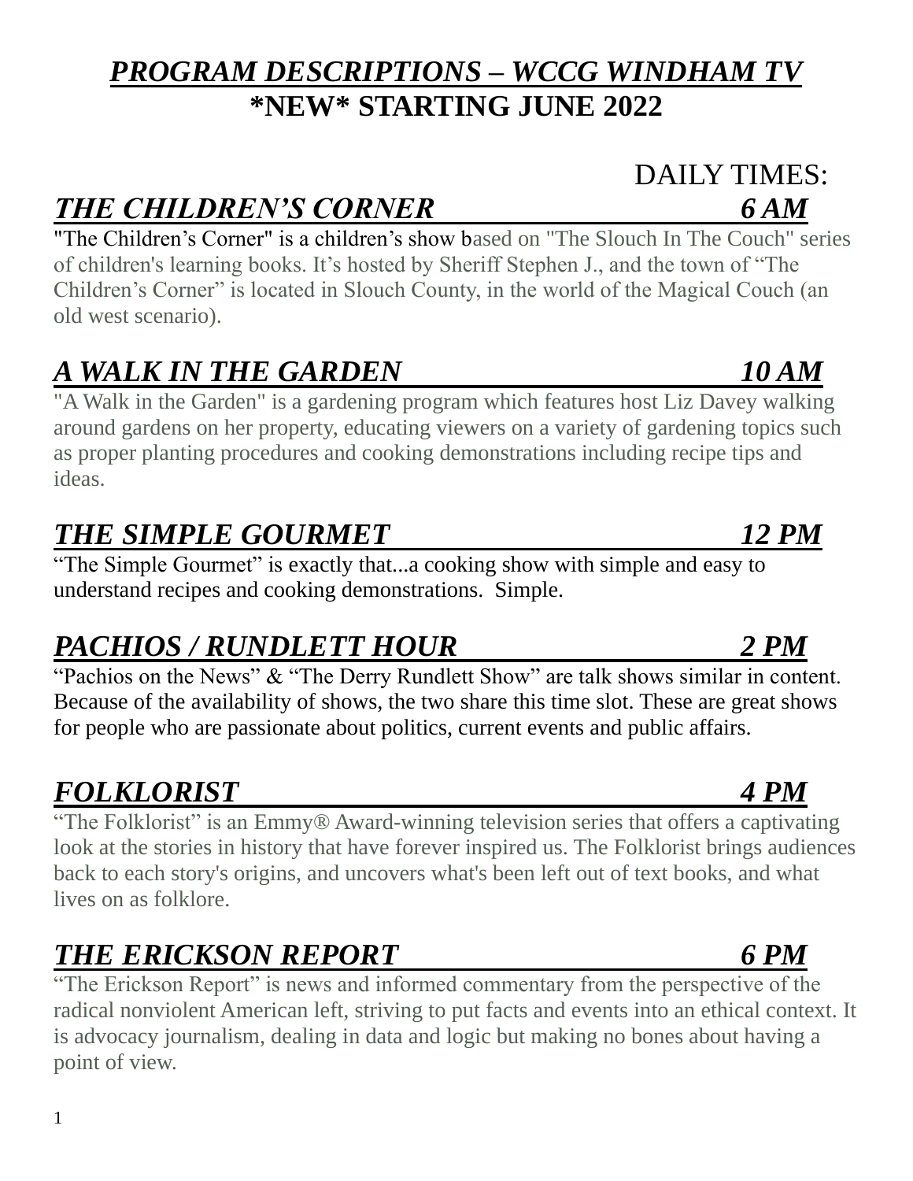# ***PROGRAM DESCRIPTIONS – WCCG WINDHAM TV***
# **\*NEW\* STARTING JUNE 2022**

DAILY TIMES:

## ***THE CHILDREN'S CORNER — 6 AM***

"The Children's Corner" is a children's show based on "The Slouch In The Couch" series of children's learning books. It's hosted by Sheriff Stephen J., and the town of "The Children's Corner" is located in Slouch County, in the world of the Magical Couch (an old west scenario).

## ***A WALK IN THE GARDEN — 10 AM***

"A Walk in the Garden" is a gardening program which features host Liz Davey walking around gardens on her property, educating viewers on a variety of gardening topics such as proper planting procedures and cooking demonstrations including recipe tips and ideas.

## ***THE SIMPLE GOURMET — 12 PM***

"The Simple Gourmet" is exactly that...a cooking show with simple and easy to understand recipes and cooking demonstrations. Simple.

## ***PACHIOS / RUNDLETT HOUR — 2 PM***

"Pachios on the News" & "The Derry Rundlett Show" are talk shows similar in content. Because of the availability of shows, the two share this time slot. These are great shows for people who are passionate about politics, current events and public affairs.

## ***FOLKLORIST — 4 PM***

"The Folklorist" is an Emmy® Award-winning television series that offers a captivating look at the stories in history that have forever inspired us. The Folklorist brings audiences back to each story's origins, and uncovers what's been left out of text books, and what lives on as folklore.

## ***THE ERICKSON REPORT — 6 PM***

"The Erickson Report" is news and informed commentary from the perspective of the radical nonviolent American left, striving to put facts and events into an ethical context. It is advocacy journalism, dealing in data and logic but making no bones about having a point of view.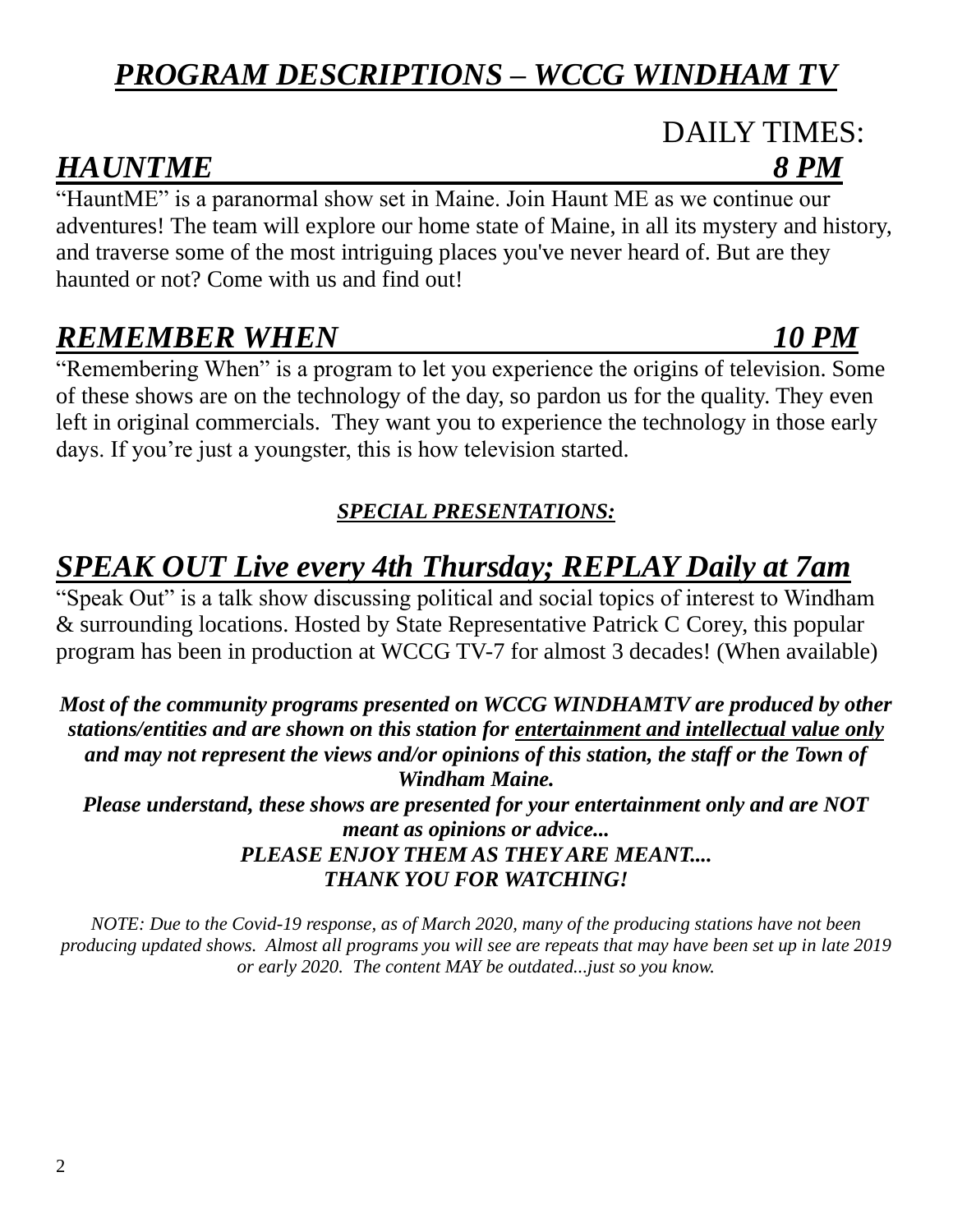# ***PROGRAM DESCRIPTIONS – WCCG WINDHAM TV***

DAILY TIMES:

## ***HAUNTME 8 PM***

"HauntME" is a paranormal show set in Maine. Join Haunt ME as we continue our adventures! The team will explore our home state of Maine, in all its mystery and history, and traverse some of the most intriguing places you've never heard of. But are they haunted or not? Come with us and find out!

## ***REMEMBER WHEN 10 PM***

"Remembering When" is a program to let you experience the origins of television. Some of these shows are on the technology of the day, so pardon us for the quality. They even left in original commercials. They want you to experience the technology in those early days. If you're just a youngster, this is how television started.

### ***SPECIAL PRESENTATIONS:***

## ***SPEAK OUT Live every 4th Thursday; REPLAY Daily at 7am***

"Speak Out" is a talk show discussing political and social topics of interest to Windham & surrounding locations. Hosted by State Representative Patrick C Corey, this popular program has been in production at WCCG TV-7 for almost 3 decades! (When available)

***Most of the community programs presented on WCCG WINDHAMTV are produced by other stations/entities and are shown on this station for entertainment and intellectual value only and may not represent the views and/or opinions of this station, the staff or the Town of Windham Maine.***

***Please understand, these shows are presented for your entertainment only and are NOT meant as opinions or advice...***

***PLEASE ENJOY THEM AS THEY ARE MEANT....***

***THANK YOU FOR WATCHING!***

*NOTE: Due to the Covid-19 response, as of March 2020, many of the producing stations have not been producing updated shows. Almost all programs you will see are repeats that may have been set up in late 2019 or early 2020. The content MAY be outdated...just so you know.*